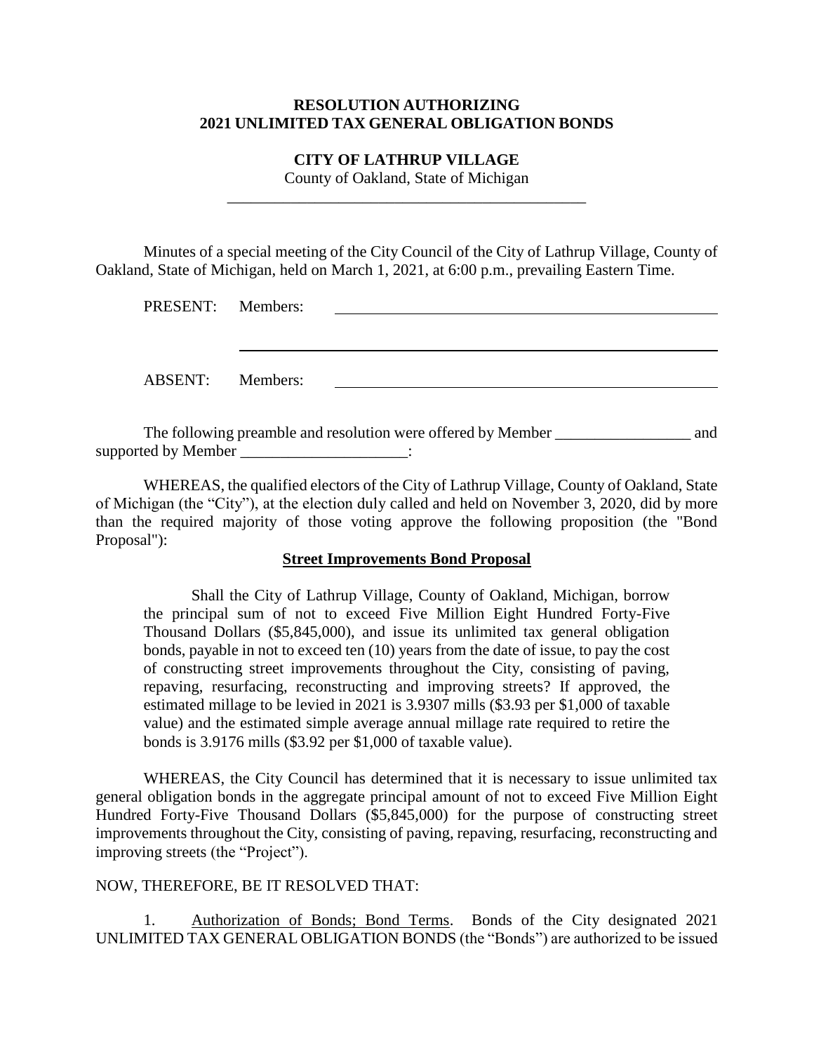**RESOLUTION AUTHORIZING**
**2021 UNLIMITED TAX GENERAL OBLIGATION BONDS**

**CITY OF LATHRUP VILLAGE**

County of Oakland, State of Michigan

---

Minutes of a special meeting of the City Council of the City of Lathrup Village, County of Oakland, State of Michigan, held on March 1, 2021, at 6:00 p.m., prevailing Eastern Time.

PRESENT: Members: ______________________________________________

______________________________________________________________

ABSENT: Members: ______________________________________________

The following preamble and resolution were offered by Member _________________ and supported by Member _____________________:

WHEREAS, the qualified electors of the City of Lathrup Village, County of Oakland, State of Michigan (the "City"), at the election duly called and held on November 3, 2020, did by more than the required majority of those voting approve the following proposition (the "Bond Proposal"):

**Street Improvements Bond Proposal**

> Shall the City of Lathrup Village, County of Oakland, Michigan, borrow the principal sum of not to exceed Five Million Eight Hundred Forty-Five Thousand Dollars ($5,845,000), and issue its unlimited tax general obligation bonds, payable in not to exceed ten (10) years from the date of issue, to pay the cost of constructing street improvements throughout the City, consisting of paving, repaving, resurfacing, reconstructing and improving streets? If approved, the estimated millage to be levied in 2021 is 3.9307 mills ($3.93 per $1,000 of taxable value) and the estimated simple average annual millage rate required to retire the bonds is 3.9176 mills ($3.92 per $1,000 of taxable value).

WHEREAS, the City Council has determined that it is necessary to issue unlimited tax general obligation bonds in the aggregate principal amount of not to exceed Five Million Eight Hundred Forty-Five Thousand Dollars ($5,845,000) for the purpose of constructing street improvements throughout the City, consisting of paving, repaving, resurfacing, reconstructing and improving streets (the "Project").

NOW, THEREFORE, BE IT RESOLVED THAT:

1. Authorization of Bonds; Bond Terms. Bonds of the City designated 2021 UNLIMITED TAX GENERAL OBLIGATION BONDS (the "Bonds") are authorized to be issued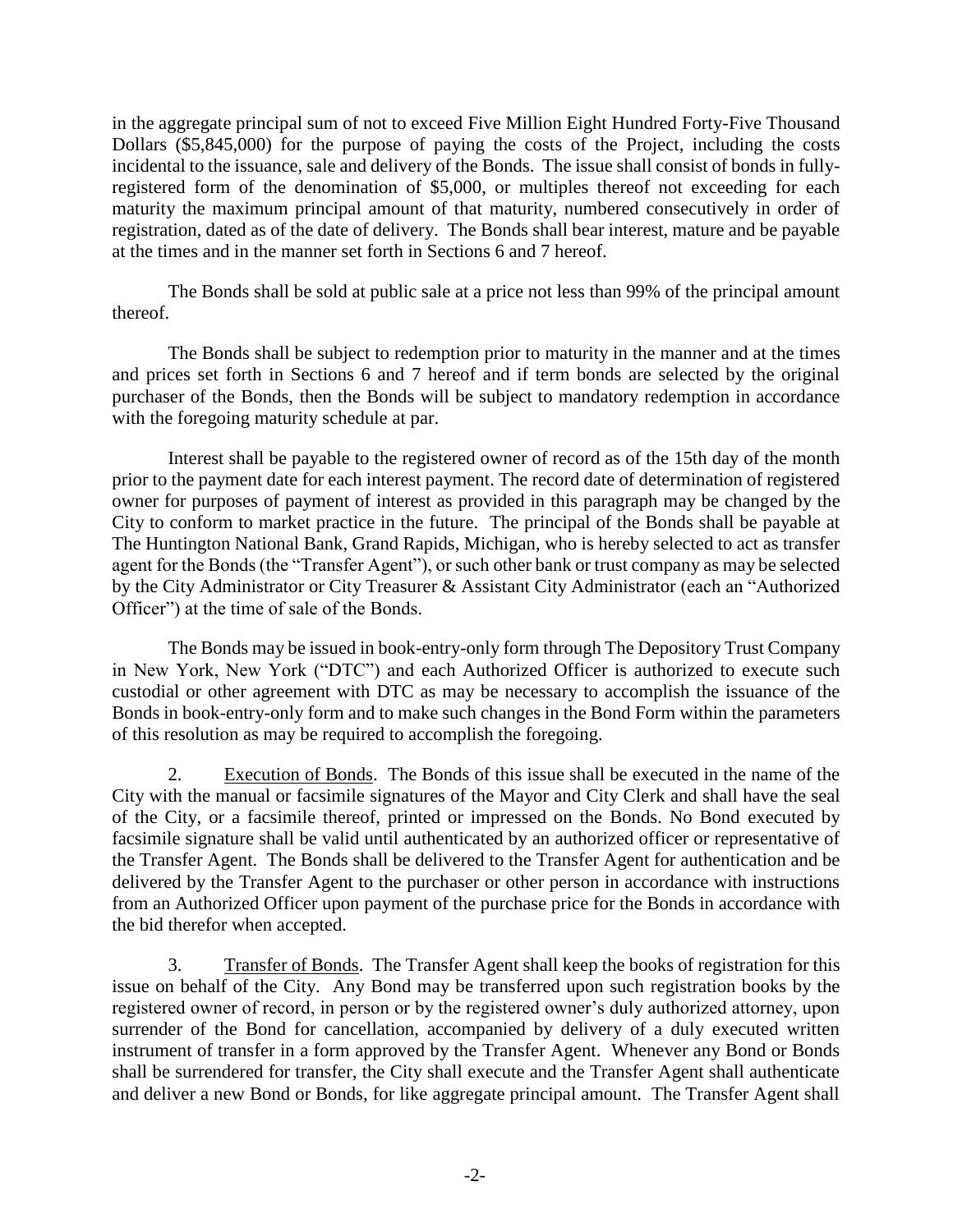in the aggregate principal sum of not to exceed Five Million Eight Hundred Forty-Five Thousand Dollars ($5,845,000) for the purpose of paying the costs of the Project, including the costs incidental to the issuance, sale and delivery of the Bonds. The issue shall consist of bonds in fully-registered form of the denomination of $5,000, or multiples thereof not exceeding for each maturity the maximum principal amount of that maturity, numbered consecutively in order of registration, dated as of the date of delivery. The Bonds shall bear interest, mature and be payable at the times and in the manner set forth in Sections 6 and 7 hereof.

The Bonds shall be sold at public sale at a price not less than 99% of the principal amount thereof.

The Bonds shall be subject to redemption prior to maturity in the manner and at the times and prices set forth in Sections 6 and 7 hereof and if term bonds are selected by the original purchaser of the Bonds, then the Bonds will be subject to mandatory redemption in accordance with the foregoing maturity schedule at par.

Interest shall be payable to the registered owner of record as of the 15th day of the month prior to the payment date for each interest payment. The record date of determination of registered owner for purposes of payment of interest as provided in this paragraph may be changed by the City to conform to market practice in the future. The principal of the Bonds shall be payable at The Huntington National Bank, Grand Rapids, Michigan, who is hereby selected to act as transfer agent for the Bonds (the "Transfer Agent"), or such other bank or trust company as may be selected by the City Administrator or City Treasurer & Assistant City Administrator (each an "Authorized Officer") at the time of sale of the Bonds.

The Bonds may be issued in book-entry-only form through The Depository Trust Company in New York, New York ("DTC") and each Authorized Officer is authorized to execute such custodial or other agreement with DTC as may be necessary to accomplish the issuance of the Bonds in book-entry-only form and to make such changes in the Bond Form within the parameters of this resolution as may be required to accomplish the foregoing.

2. Execution of Bonds. The Bonds of this issue shall be executed in the name of the City with the manual or facsimile signatures of the Mayor and City Clerk and shall have the seal of the City, or a facsimile thereof, printed or impressed on the Bonds. No Bond executed by facsimile signature shall be valid until authenticated by an authorized officer or representative of the Transfer Agent. The Bonds shall be delivered to the Transfer Agent for authentication and be delivered by the Transfer Agent to the purchaser or other person in accordance with instructions from an Authorized Officer upon payment of the purchase price for the Bonds in accordance with the bid therefor when accepted.

3. Transfer of Bonds. The Transfer Agent shall keep the books of registration for this issue on behalf of the City. Any Bond may be transferred upon such registration books by the registered owner of record, in person or by the registered owner's duly authorized attorney, upon surrender of the Bond for cancellation, accompanied by delivery of a duly executed written instrument of transfer in a form approved by the Transfer Agent. Whenever any Bond or Bonds shall be surrendered for transfer, the City shall execute and the Transfer Agent shall authenticate and deliver a new Bond or Bonds, for like aggregate principal amount. The Transfer Agent shall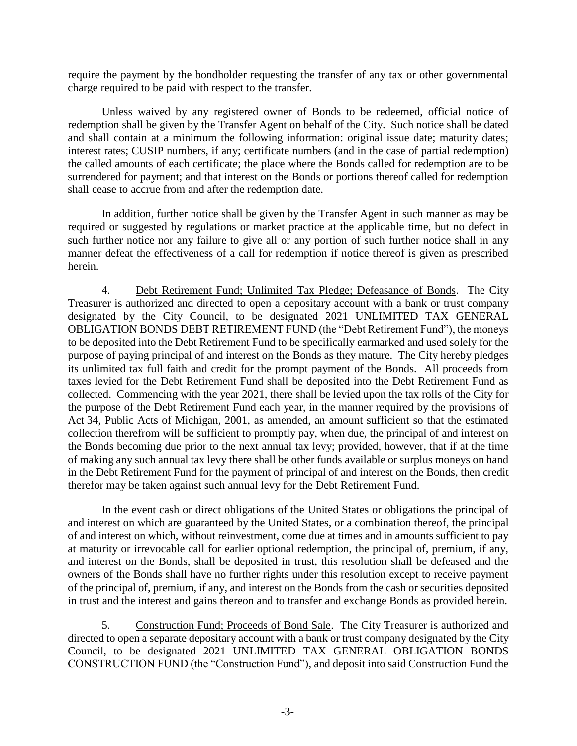require the payment by the bondholder requesting the transfer of any tax or other governmental charge required to be paid with respect to the transfer.

Unless waived by any registered owner of Bonds to be redeemed, official notice of redemption shall be given by the Transfer Agent on behalf of the City. Such notice shall be dated and shall contain at a minimum the following information: original issue date; maturity dates; interest rates; CUSIP numbers, if any; certificate numbers (and in the case of partial redemption) the called amounts of each certificate; the place where the Bonds called for redemption are to be surrendered for payment; and that interest on the Bonds or portions thereof called for redemption shall cease to accrue from and after the redemption date.

In addition, further notice shall be given by the Transfer Agent in such manner as may be required or suggested by regulations or market practice at the applicable time, but no defect in such further notice nor any failure to give all or any portion of such further notice shall in any manner defeat the effectiveness of a call for redemption if notice thereof is given as prescribed herein.

4. Debt Retirement Fund; Unlimited Tax Pledge; Defeasance of Bonds. The City Treasurer is authorized and directed to open a depositary account with a bank or trust company designated by the City Council, to be designated 2021 UNLIMITED TAX GENERAL OBLIGATION BONDS DEBT RETIREMENT FUND (the "Debt Retirement Fund"), the moneys to be deposited into the Debt Retirement Fund to be specifically earmarked and used solely for the purpose of paying principal of and interest on the Bonds as they mature. The City hereby pledges its unlimited tax full faith and credit for the prompt payment of the Bonds. All proceeds from taxes levied for the Debt Retirement Fund shall be deposited into the Debt Retirement Fund as collected. Commencing with the year 2021, there shall be levied upon the tax rolls of the City for the purpose of the Debt Retirement Fund each year, in the manner required by the provisions of Act 34, Public Acts of Michigan, 2001, as amended, an amount sufficient so that the estimated collection therefrom will be sufficient to promptly pay, when due, the principal of and interest on the Bonds becoming due prior to the next annual tax levy; provided, however, that if at the time of making any such annual tax levy there shall be other funds available or surplus moneys on hand in the Debt Retirement Fund for the payment of principal of and interest on the Bonds, then credit therefor may be taken against such annual levy for the Debt Retirement Fund.

In the event cash or direct obligations of the United States or obligations the principal of and interest on which are guaranteed by the United States, or a combination thereof, the principal of and interest on which, without reinvestment, come due at times and in amounts sufficient to pay at maturity or irrevocable call for earlier optional redemption, the principal of, premium, if any, and interest on the Bonds, shall be deposited in trust, this resolution shall be defeased and the owners of the Bonds shall have no further rights under this resolution except to receive payment of the principal of, premium, if any, and interest on the Bonds from the cash or securities deposited in trust and the interest and gains thereon and to transfer and exchange Bonds as provided herein.

5. Construction Fund; Proceeds of Bond Sale. The City Treasurer is authorized and directed to open a separate depositary account with a bank or trust company designated by the City Council, to be designated 2021 UNLIMITED TAX GENERAL OBLIGATION BONDS CONSTRUCTION FUND (the "Construction Fund"), and deposit into said Construction Fund the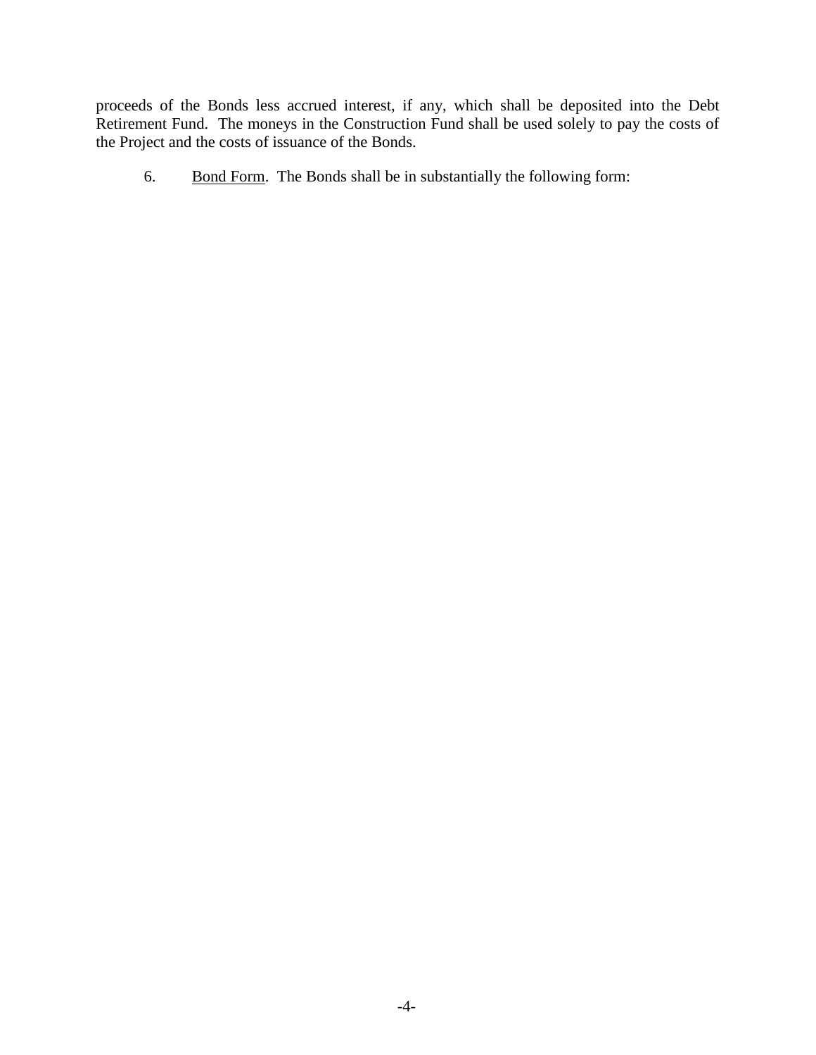proceeds of the Bonds less accrued interest, if any, which shall be deposited into the Debt Retirement Fund. The moneys in the Construction Fund shall be used solely to pay the costs of the Project and the costs of issuance of the Bonds.

6. Bond Form. The Bonds shall be in substantially the following form: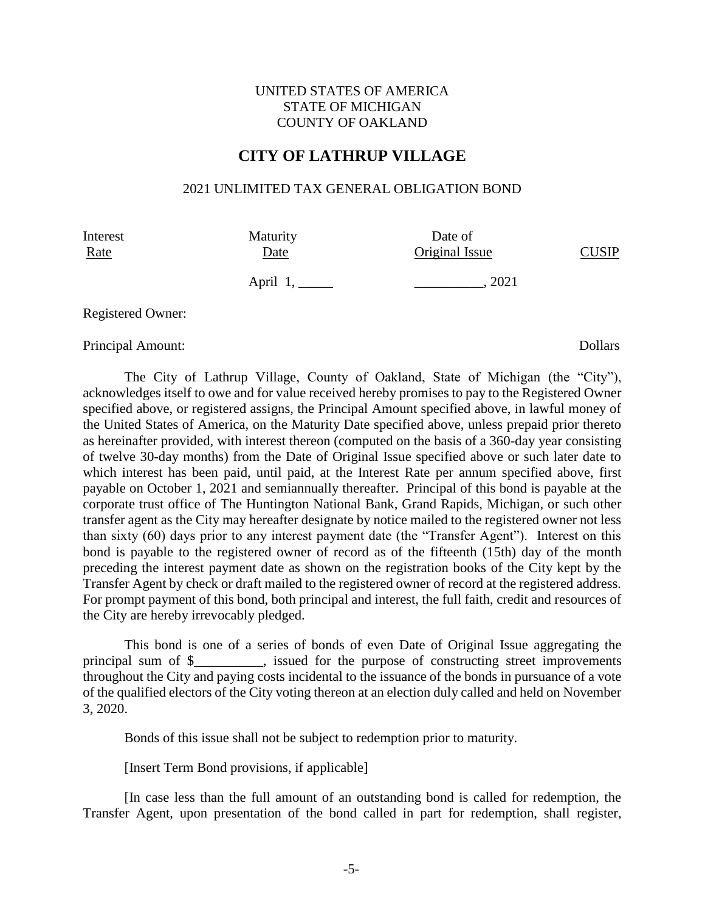UNITED STATES OF AMERICA
STATE OF MICHIGAN
COUNTY OF OAKLAND

## CITY OF LATHRUP VILLAGE

2021 UNLIMITED TAX GENERAL OBLIGATION BOND

| Interest Rate | Maturity Date | Date of Original Issue | CUSIP |
|---|---|---|---|
| | April 1, _____ | __________, 2021 | |

Registered Owner:

Principal Amount: Dollars

The City of Lathrup Village, County of Oakland, State of Michigan (the "City"), acknowledges itself to owe and for value received hereby promises to pay to the Registered Owner specified above, or registered assigns, the Principal Amount specified above, in lawful money of the United States of America, on the Maturity Date specified above, unless prepaid prior thereto as hereinafter provided, with interest thereon (computed on the basis of a 360-day year consisting of twelve 30-day months) from the Date of Original Issue specified above or such later date to which interest has been paid, until paid, at the Interest Rate per annum specified above, first payable on October 1, 2021 and semiannually thereafter. Principal of this bond is payable at the corporate trust office of The Huntington National Bank, Grand Rapids, Michigan, or such other transfer agent as the City may hereafter designate by notice mailed to the registered owner not less than sixty (60) days prior to any interest payment date (the "Transfer Agent"). Interest on this bond is payable to the registered owner of record as of the fifteenth (15th) day of the month preceding the interest payment date as shown on the registration books of the City kept by the Transfer Agent by check or draft mailed to the registered owner of record at the registered address. For prompt payment of this bond, both principal and interest, the full faith, credit and resources of the City are hereby irrevocably pledged.

This bond is one of a series of bonds of even Date of Original Issue aggregating the principal sum of $__________, issued for the purpose of constructing street improvements throughout the City and paying costs incidental to the issuance of the bonds in pursuance of a vote of the qualified electors of the City voting thereon at an election duly called and held on November 3, 2020.

Bonds of this issue shall not be subject to redemption prior to maturity.

[Insert Term Bond provisions, if applicable]

[In case less than the full amount of an outstanding bond is called for redemption, the Transfer Agent, upon presentation of the bond called in part for redemption, shall register,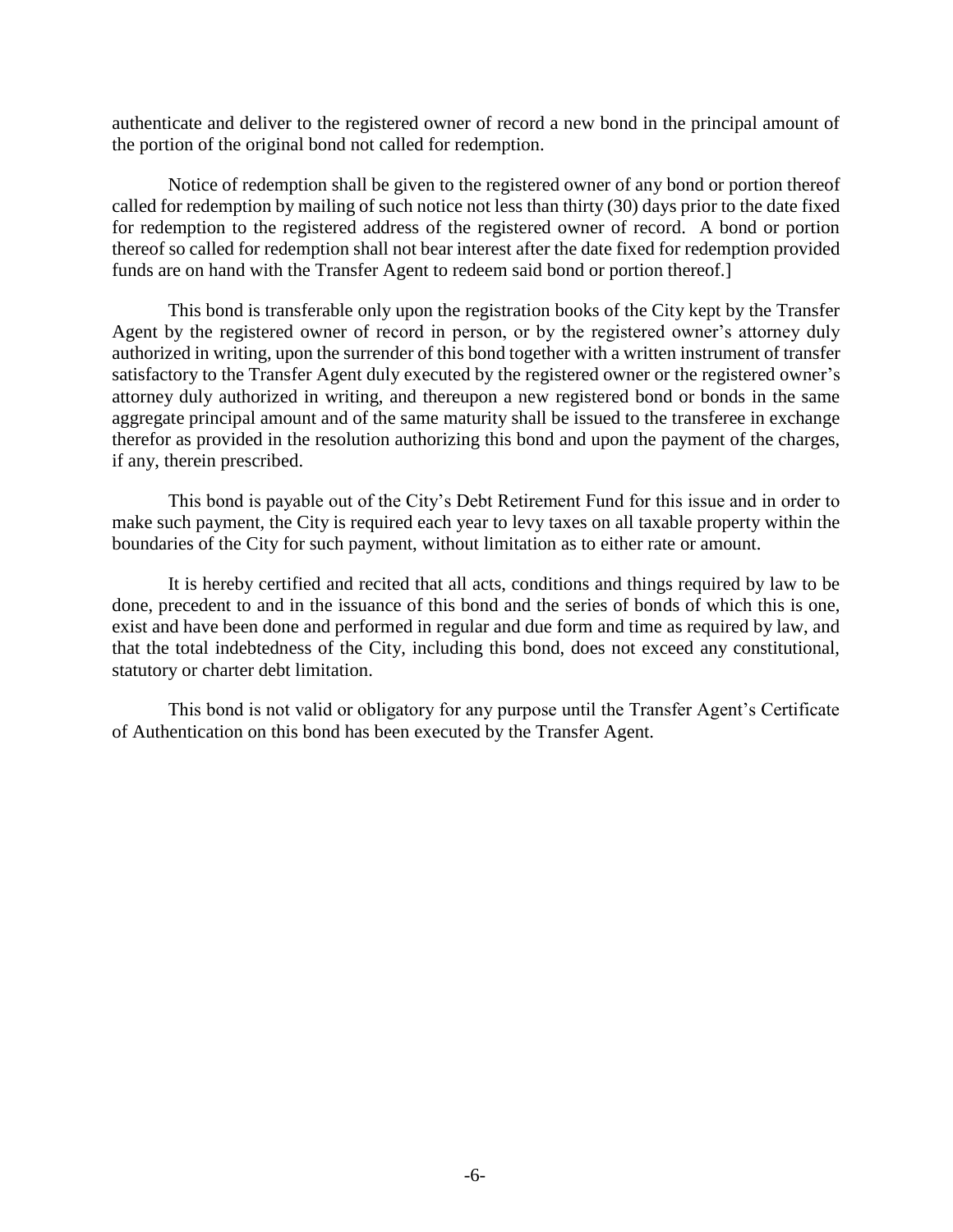authenticate and deliver to the registered owner of record a new bond in the principal amount of the portion of the original bond not called for redemption.

Notice of redemption shall be given to the registered owner of any bond or portion thereof called for redemption by mailing of such notice not less than thirty (30) days prior to the date fixed for redemption to the registered address of the registered owner of record. A bond or portion thereof so called for redemption shall not bear interest after the date fixed for redemption provided funds are on hand with the Transfer Agent to redeem said bond or portion thereof.]

This bond is transferable only upon the registration books of the City kept by the Transfer Agent by the registered owner of record in person, or by the registered owner's attorney duly authorized in writing, upon the surrender of this bond together with a written instrument of transfer satisfactory to the Transfer Agent duly executed by the registered owner or the registered owner's attorney duly authorized in writing, and thereupon a new registered bond or bonds in the same aggregate principal amount and of the same maturity shall be issued to the transferee in exchange therefor as provided in the resolution authorizing this bond and upon the payment of the charges, if any, therein prescribed.

This bond is payable out of the City's Debt Retirement Fund for this issue and in order to make such payment, the City is required each year to levy taxes on all taxable property within the boundaries of the City for such payment, without limitation as to either rate or amount.

It is hereby certified and recited that all acts, conditions and things required by law to be done, precedent to and in the issuance of this bond and the series of bonds of which this is one, exist and have been done and performed in regular and due form and time as required by law, and that the total indebtedness of the City, including this bond, does not exceed any constitutional, statutory or charter debt limitation.

This bond is not valid or obligatory for any purpose until the Transfer Agent's Certificate of Authentication on this bond has been executed by the Transfer Agent.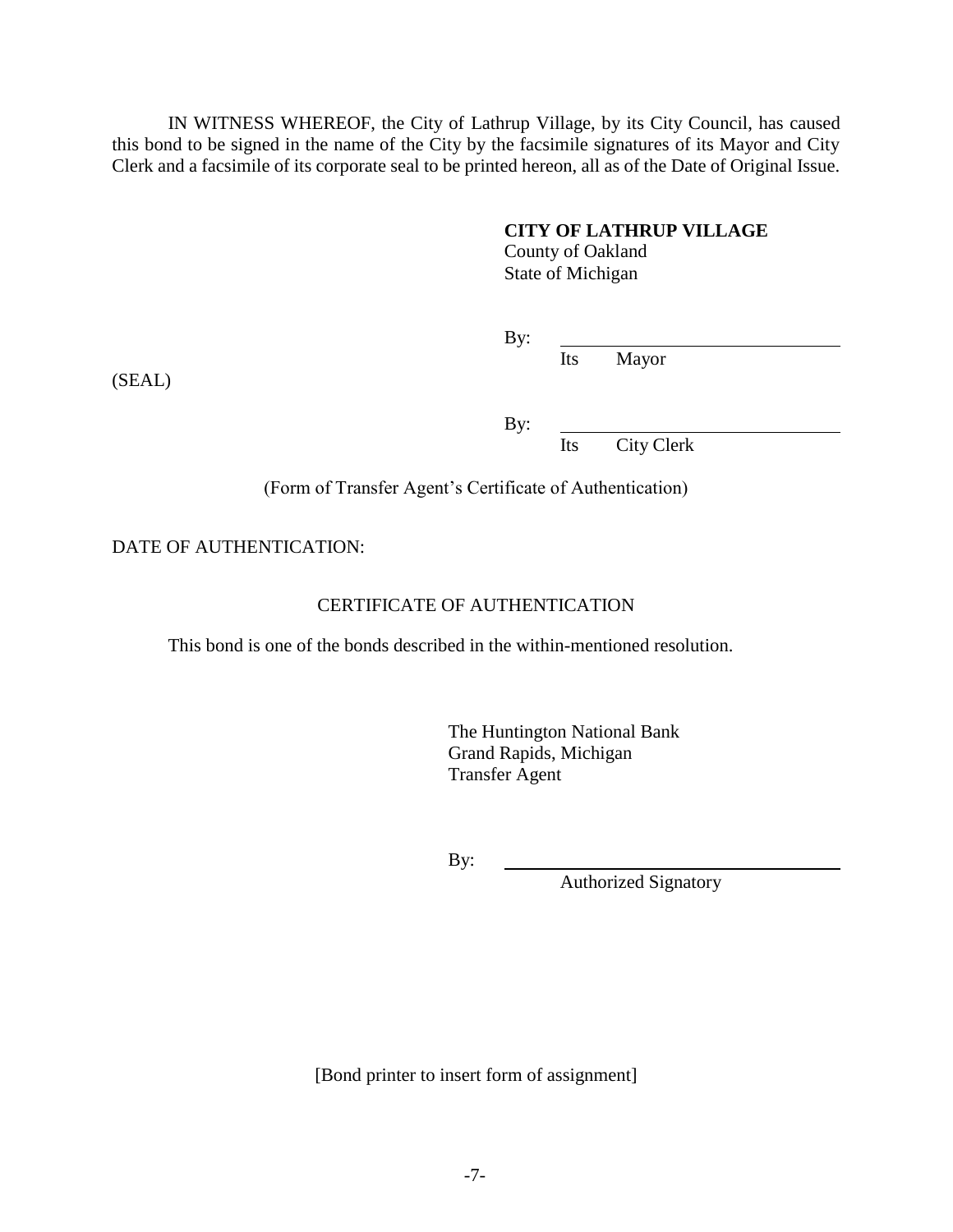IN WITNESS WHEREOF, the City of Lathrup Village, by its City Council, has caused this bond to be signed in the name of the City by the facsimile signatures of its Mayor and City Clerk and a facsimile of its corporate seal to be printed hereon, all as of the Date of Original Issue.

**CITY OF LATHRUP VILLAGE**
County of Oakland
State of Michigan

By: ______________________________
Its Mayor

(SEAL)

By: ______________________________
Its City Clerk

(Form of Transfer Agent's Certificate of Authentication)

DATE OF AUTHENTICATION:

CERTIFICATE OF AUTHENTICATION

This bond is one of the bonds described in the within-mentioned resolution.

The Huntington National Bank
Grand Rapids, Michigan
Transfer Agent

By: ______________________________
Authorized Signatory

[Bond printer to insert form of assignment]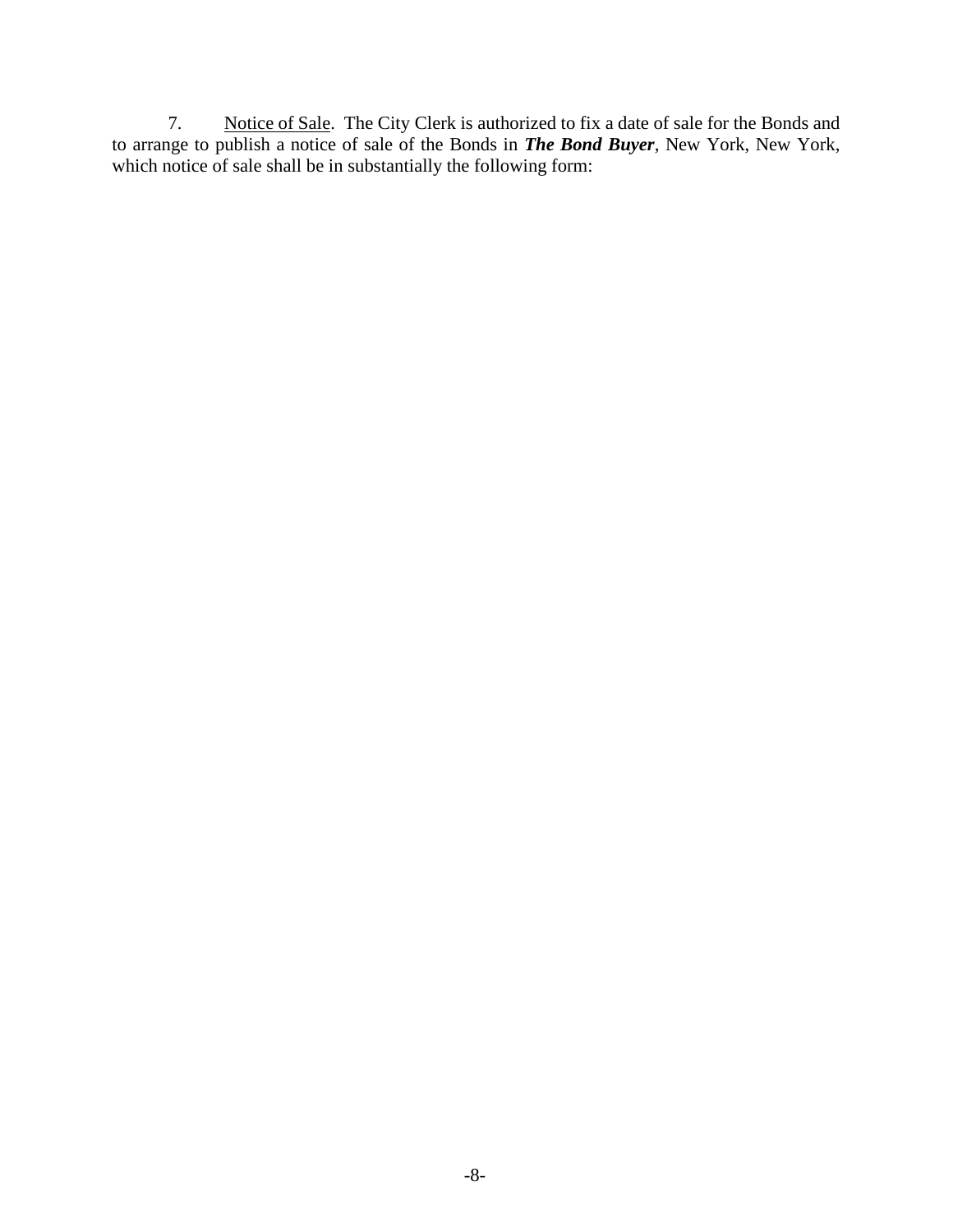7. Notice of Sale. The City Clerk is authorized to fix a date of sale for the Bonds and to arrange to publish a notice of sale of the Bonds in ***The Bond Buyer***, New York, New York, which notice of sale shall be in substantially the following form: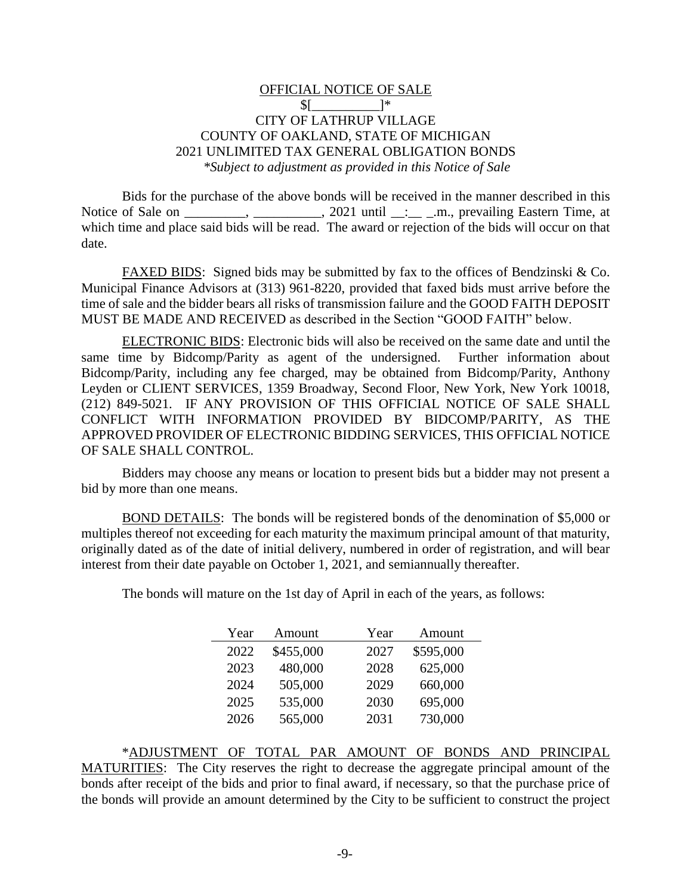<u>OFFICIAL NOTICE OF SALE</u>

$[__________]*

CITY OF LATHRUP VILLAGE

COUNTY OF OAKLAND, STATE OF MICHIGAN

2021 UNLIMITED TAX GENERAL OBLIGATION BONDS

*\*Subject to adjustment as provided in this Notice of Sale*

Bids for the purchase of the above bonds will be received in the manner described in this Notice of Sale on _________, __________, 2021 until __:__ _.m., prevailing Eastern Time, at which time and place said bids will be read. The award or rejection of the bids will occur on that date.

<u>FAXED BIDS</u>: Signed bids may be submitted by fax to the offices of Bendzinski & Co. Municipal Finance Advisors at (313) 961-8220, provided that faxed bids must arrive before the time of sale and the bidder bears all risks of transmission failure and the GOOD FAITH DEPOSIT MUST BE MADE AND RECEIVED as described in the Section "GOOD FAITH" below.

<u>ELECTRONIC BIDS</u>: Electronic bids will also be received on the same date and until the same time by Bidcomp/Parity as agent of the undersigned. Further information about Bidcomp/Parity, including any fee charged, may be obtained from Bidcomp/Parity, Anthony Leyden or CLIENT SERVICES, 1359 Broadway, Second Floor, New York, New York 10018, (212) 849-5021. IF ANY PROVISION OF THIS OFFICIAL NOTICE OF SALE SHALL CONFLICT WITH INFORMATION PROVIDED BY BIDCOMP/PARITY, AS THE APPROVED PROVIDER OF ELECTRONIC BIDDING SERVICES, THIS OFFICIAL NOTICE OF SALE SHALL CONTROL.

Bidders may choose any means or location to present bids but a bidder may not present a bid by more than one means.

<u>BOND DETAILS</u>: The bonds will be registered bonds of the denomination of $5,000 or multiples thereof not exceeding for each maturity the maximum principal amount of that maturity, originally dated as of the date of initial delivery, numbered in order of registration, and will bear interest from their date payable on October 1, 2021, and semiannually thereafter.

The bonds will mature on the 1st day of April in each of the years, as follows:

| Year | Amount | Year | Amount |
|---|---|---|---|
| 2022 | $455,000 | 2027 | $595,000 |
| 2023 | 480,000 | 2028 | 625,000 |
| 2024 | 505,000 | 2029 | 660,000 |
| 2025 | 535,000 | 2030 | 695,000 |
| 2026 | 565,000 | 2031 | 730,000 |

*<u>ADJUSTMENT OF TOTAL PAR AMOUNT OF BONDS AND PRINCIPAL MATURITIES</u>: The City reserves the right to decrease the aggregate principal amount of the bonds after receipt of the bids and prior to final award, if necessary, so that the purchase price of the bonds will provide an amount determined by the City to be sufficient to construct the project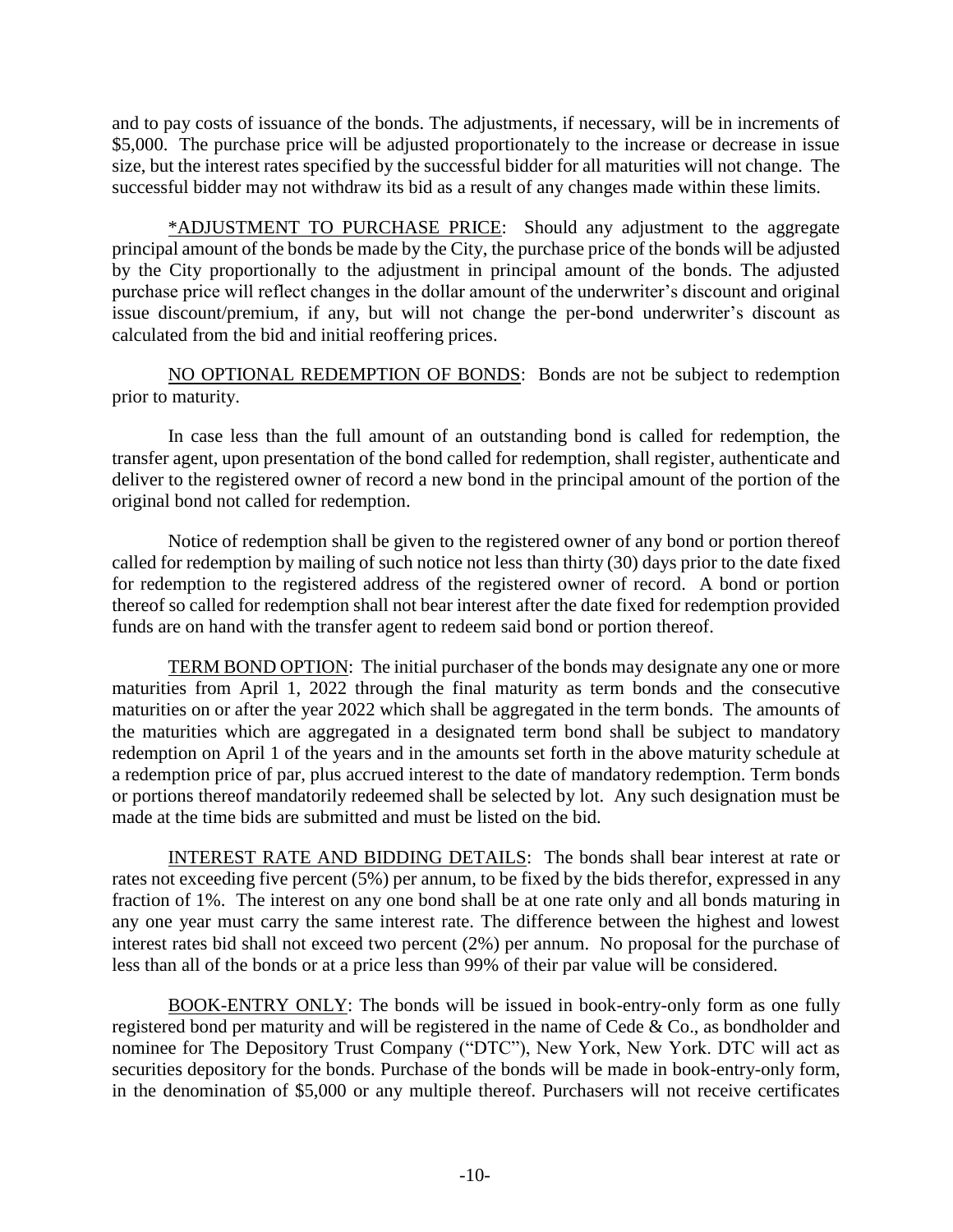and to pay costs of issuance of the bonds. The adjustments, if necessary, will be in increments of $5,000. The purchase price will be adjusted proportionately to the increase or decrease in issue size, but the interest rates specified by the successful bidder for all maturities will not change. The successful bidder may not withdraw its bid as a result of any changes made within these limits.

*ADJUSTMENT TO PURCHASE PRICE: Should any adjustment to the aggregate principal amount of the bonds be made by the City, the purchase price of the bonds will be adjusted by the City proportionally to the adjustment in principal amount of the bonds. The adjusted purchase price will reflect changes in the dollar amount of the underwriter's discount and original issue discount/premium, if any, but will not change the per-bond underwriter's discount as calculated from the bid and initial reoffering prices.

NO OPTIONAL REDEMPTION OF BONDS: Bonds are not be subject to redemption prior to maturity.

In case less than the full amount of an outstanding bond is called for redemption, the transfer agent, upon presentation of the bond called for redemption, shall register, authenticate and deliver to the registered owner of record a new bond in the principal amount of the portion of the original bond not called for redemption.

Notice of redemption shall be given to the registered owner of any bond or portion thereof called for redemption by mailing of such notice not less than thirty (30) days prior to the date fixed for redemption to the registered address of the registered owner of record. A bond or portion thereof so called for redemption shall not bear interest after the date fixed for redemption provided funds are on hand with the transfer agent to redeem said bond or portion thereof.

TERM BOND OPTION: The initial purchaser of the bonds may designate any one or more maturities from April 1, 2022 through the final maturity as term bonds and the consecutive maturities on or after the year 2022 which shall be aggregated in the term bonds. The amounts of the maturities which are aggregated in a designated term bond shall be subject to mandatory redemption on April 1 of the years and in the amounts set forth in the above maturity schedule at a redemption price of par, plus accrued interest to the date of mandatory redemption. Term bonds or portions thereof mandatorily redeemed shall be selected by lot. Any such designation must be made at the time bids are submitted and must be listed on the bid.

INTEREST RATE AND BIDDING DETAILS: The bonds shall bear interest at rate or rates not exceeding five percent (5%) per annum, to be fixed by the bids therefor, expressed in any fraction of 1%. The interest on any one bond shall be at one rate only and all bonds maturing in any one year must carry the same interest rate. The difference between the highest and lowest interest rates bid shall not exceed two percent (2%) per annum. No proposal for the purchase of less than all of the bonds or at a price less than 99% of their par value will be considered.

BOOK-ENTRY ONLY: The bonds will be issued in book-entry-only form as one fully registered bond per maturity and will be registered in the name of Cede & Co., as bondholder and nominee for The Depository Trust Company ("DTC"), New York, New York. DTC will act as securities depository for the bonds. Purchase of the bonds will be made in book-entry-only form, in the denomination of $5,000 or any multiple thereof. Purchasers will not receive certificates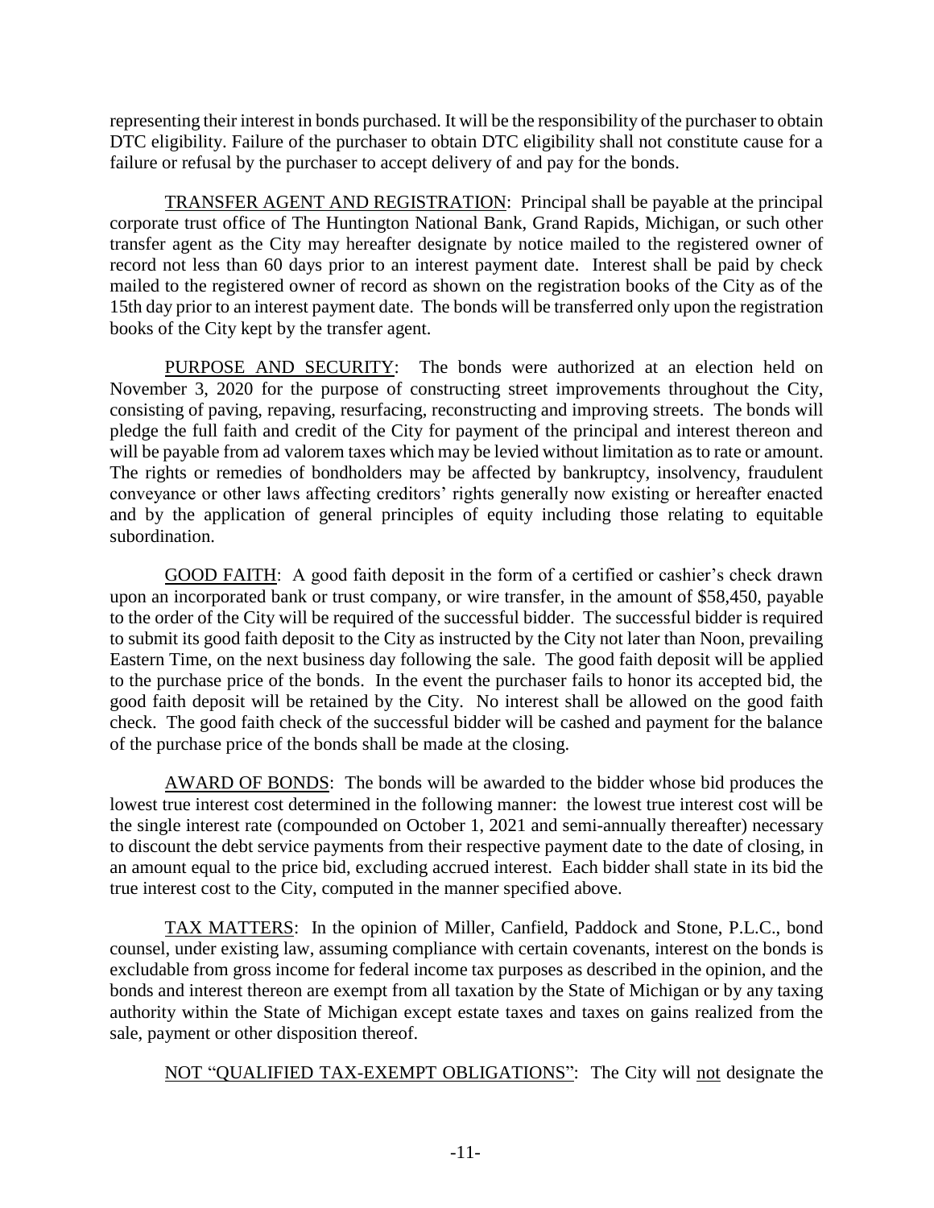representing their interest in bonds purchased. It will be the responsibility of the purchaser to obtain DTC eligibility. Failure of the purchaser to obtain DTC eligibility shall not constitute cause for a failure or refusal by the purchaser to accept delivery of and pay for the bonds.

<u>TRANSFER AGENT AND REGISTRATION</u>: Principal shall be payable at the principal corporate trust office of The Huntington National Bank, Grand Rapids, Michigan, or such other transfer agent as the City may hereafter designate by notice mailed to the registered owner of record not less than 60 days prior to an interest payment date. Interest shall be paid by check mailed to the registered owner of record as shown on the registration books of the City as of the 15th day prior to an interest payment date. The bonds will be transferred only upon the registration books of the City kept by the transfer agent.

<u>PURPOSE AND SECURITY</u>: The bonds were authorized at an election held on November 3, 2020 for the purpose of constructing street improvements throughout the City, consisting of paving, repaving, resurfacing, reconstructing and improving streets. The bonds will pledge the full faith and credit of the City for payment of the principal and interest thereon and will be payable from ad valorem taxes which may be levied without limitation as to rate or amount. The rights or remedies of bondholders may be affected by bankruptcy, insolvency, fraudulent conveyance or other laws affecting creditors' rights generally now existing or hereafter enacted and by the application of general principles of equity including those relating to equitable subordination.

<u>GOOD FAITH</u>: A good faith deposit in the form of a certified or cashier's check drawn upon an incorporated bank or trust company, or wire transfer, in the amount of $58,450, payable to the order of the City will be required of the successful bidder. The successful bidder is required to submit its good faith deposit to the City as instructed by the City not later than Noon, prevailing Eastern Time, on the next business day following the sale. The good faith deposit will be applied to the purchase price of the bonds. In the event the purchaser fails to honor its accepted bid, the good faith deposit will be retained by the City. No interest shall be allowed on the good faith check. The good faith check of the successful bidder will be cashed and payment for the balance of the purchase price of the bonds shall be made at the closing.

<u>AWARD OF BONDS</u>: The bonds will be awarded to the bidder whose bid produces the lowest true interest cost determined in the following manner: the lowest true interest cost will be the single interest rate (compounded on October 1, 2021 and semi-annually thereafter) necessary to discount the debt service payments from their respective payment date to the date of closing, in an amount equal to the price bid, excluding accrued interest. Each bidder shall state in its bid the true interest cost to the City, computed in the manner specified above.

<u>TAX MATTERS</u>: In the opinion of Miller, Canfield, Paddock and Stone, P.L.C., bond counsel, under existing law, assuming compliance with certain covenants, interest on the bonds is excludable from gross income for federal income tax purposes as described in the opinion, and the bonds and interest thereon are exempt from all taxation by the State of Michigan or by any taxing authority within the State of Michigan except estate taxes and taxes on gains realized from the sale, payment or other disposition thereof.

<u>NOT "QUALIFIED TAX-EXEMPT OBLIGATIONS"</u>: The City will <u>not</u> designate the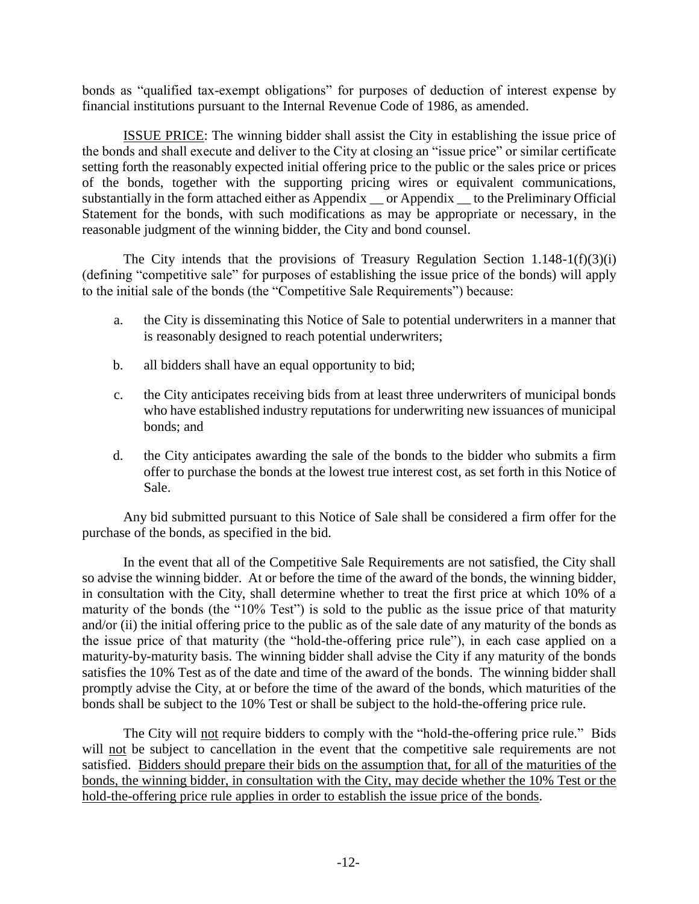bonds as "qualified tax-exempt obligations" for purposes of deduction of interest expense by financial institutions pursuant to the Internal Revenue Code of 1986, as amended.

ISSUE PRICE: The winning bidder shall assist the City in establishing the issue price of the bonds and shall execute and deliver to the City at closing an "issue price" or similar certificate setting forth the reasonably expected initial offering price to the public or the sales price or prices of the bonds, together with the supporting pricing wires or equivalent communications, substantially in the form attached either as Appendix __ or Appendix __ to the Preliminary Official Statement for the bonds, with such modifications as may be appropriate or necessary, in the reasonable judgment of the winning bidder, the City and bond counsel.

The City intends that the provisions of Treasury Regulation Section 1.148-1(f)(3)(i) (defining "competitive sale" for purposes of establishing the issue price of the bonds) will apply to the initial sale of the bonds (the "Competitive Sale Requirements") because:

a. the City is disseminating this Notice of Sale to potential underwriters in a manner that is reasonably designed to reach potential underwriters;

b. all bidders shall have an equal opportunity to bid;

c. the City anticipates receiving bids from at least three underwriters of municipal bonds who have established industry reputations for underwriting new issuances of municipal bonds; and

d. the City anticipates awarding the sale of the bonds to the bidder who submits a firm offer to purchase the bonds at the lowest true interest cost, as set forth in this Notice of Sale.

Any bid submitted pursuant to this Notice of Sale shall be considered a firm offer for the purchase of the bonds, as specified in the bid.

In the event that all of the Competitive Sale Requirements are not satisfied, the City shall so advise the winning bidder. At or before the time of the award of the bonds, the winning bidder, in consultation with the City, shall determine whether to treat the first price at which 10% of a maturity of the bonds (the "10% Test") is sold to the public as the issue price of that maturity and/or (ii) the initial offering price to the public as of the sale date of any maturity of the bonds as the issue price of that maturity (the "hold-the-offering price rule"), in each case applied on a maturity-by-maturity basis. The winning bidder shall advise the City if any maturity of the bonds satisfies the 10% Test as of the date and time of the award of the bonds. The winning bidder shall promptly advise the City, at or before the time of the award of the bonds, which maturities of the bonds shall be subject to the 10% Test or shall be subject to the hold-the-offering price rule.

The City will not require bidders to comply with the "hold-the-offering price rule." Bids will not be subject to cancellation in the event that the competitive sale requirements are not satisfied. Bidders should prepare their bids on the assumption that, for all of the maturities of the bonds, the winning bidder, in consultation with the City, may decide whether the 10% Test or the hold-the-offering price rule applies in order to establish the issue price of the bonds.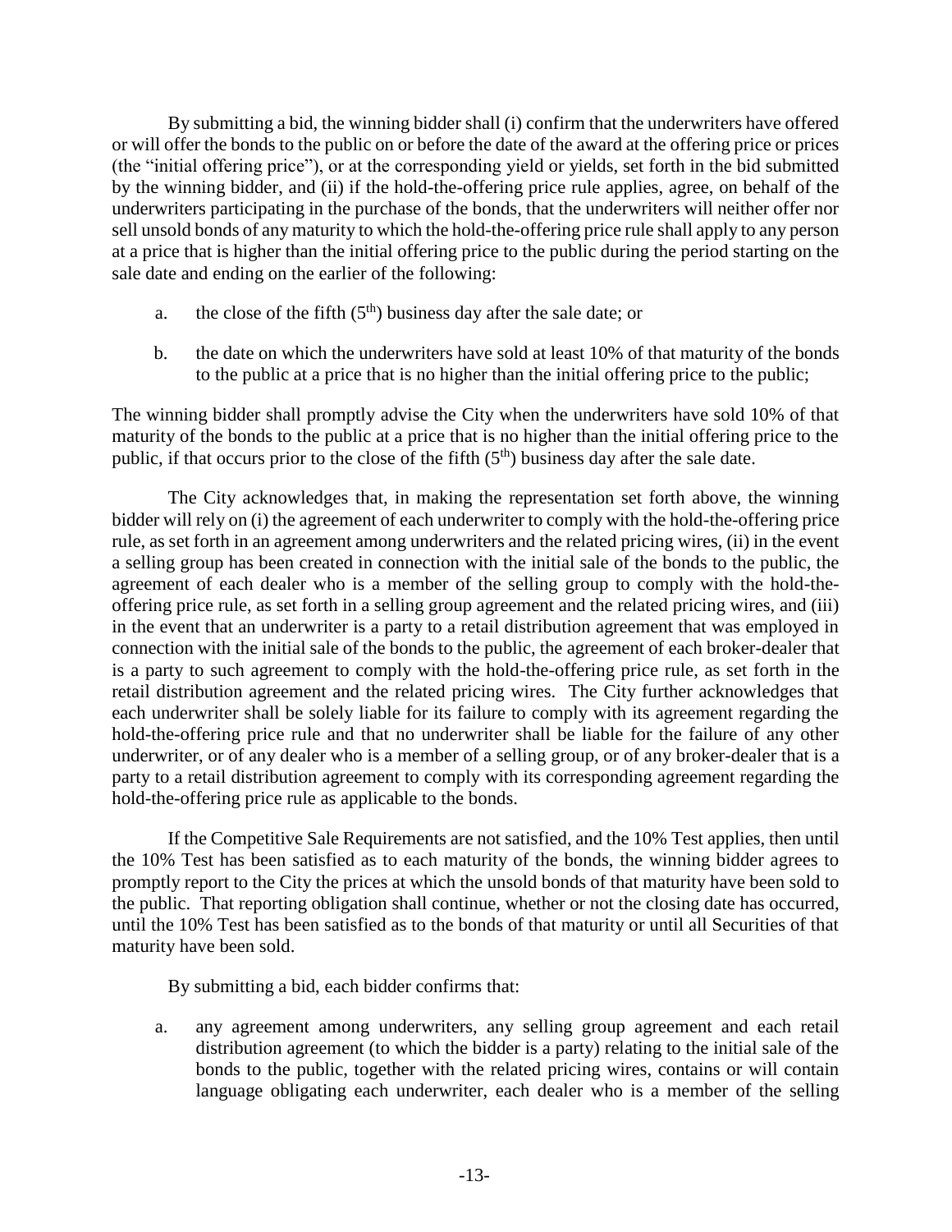By submitting a bid, the winning bidder shall (i) confirm that the underwriters have offered or will offer the bonds to the public on or before the date of the award at the offering price or prices (the "initial offering price"), or at the corresponding yield or yields, set forth in the bid submitted by the winning bidder, and (ii) if the hold-the-offering price rule applies, agree, on behalf of the underwriters participating in the purchase of the bonds, that the underwriters will neither offer nor sell unsold bonds of any maturity to which the hold-the-offering price rule shall apply to any person at a price that is higher than the initial offering price to the public during the period starting on the sale date and ending on the earlier of the following:

a. the close of the fifth (5th) business day after the sale date; or

b. the date on which the underwriters have sold at least 10% of that maturity of the bonds to the public at a price that is no higher than the initial offering price to the public;

The winning bidder shall promptly advise the City when the underwriters have sold 10% of that maturity of the bonds to the public at a price that is no higher than the initial offering price to the public, if that occurs prior to the close of the fifth (5th) business day after the sale date.

The City acknowledges that, in making the representation set forth above, the winning bidder will rely on (i) the agreement of each underwriter to comply with the hold-the-offering price rule, as set forth in an agreement among underwriters and the related pricing wires, (ii) in the event a selling group has been created in connection with the initial sale of the bonds to the public, the agreement of each dealer who is a member of the selling group to comply with the hold-the-offering price rule, as set forth in a selling group agreement and the related pricing wires, and (iii) in the event that an underwriter is a party to a retail distribution agreement that was employed in connection with the initial sale of the bonds to the public, the agreement of each broker-dealer that is a party to such agreement to comply with the hold-the-offering price rule, as set forth in the retail distribution agreement and the related pricing wires. The City further acknowledges that each underwriter shall be solely liable for its failure to comply with its agreement regarding the hold-the-offering price rule and that no underwriter shall be liable for the failure of any other underwriter, or of any dealer who is a member of a selling group, or of any broker-dealer that is a party to a retail distribution agreement to comply with its corresponding agreement regarding the hold-the-offering price rule as applicable to the bonds.

If the Competitive Sale Requirements are not satisfied, and the 10% Test applies, then until the 10% Test has been satisfied as to each maturity of the bonds, the winning bidder agrees to promptly report to the City the prices at which the unsold bonds of that maturity have been sold to the public. That reporting obligation shall continue, whether or not the closing date has occurred, until the 10% Test has been satisfied as to the bonds of that maturity or until all Securities of that maturity have been sold.

By submitting a bid, each bidder confirms that:

a. any agreement among underwriters, any selling group agreement and each retail distribution agreement (to which the bidder is a party) relating to the initial sale of the bonds to the public, together with the related pricing wires, contains or will contain language obligating each underwriter, each dealer who is a member of the selling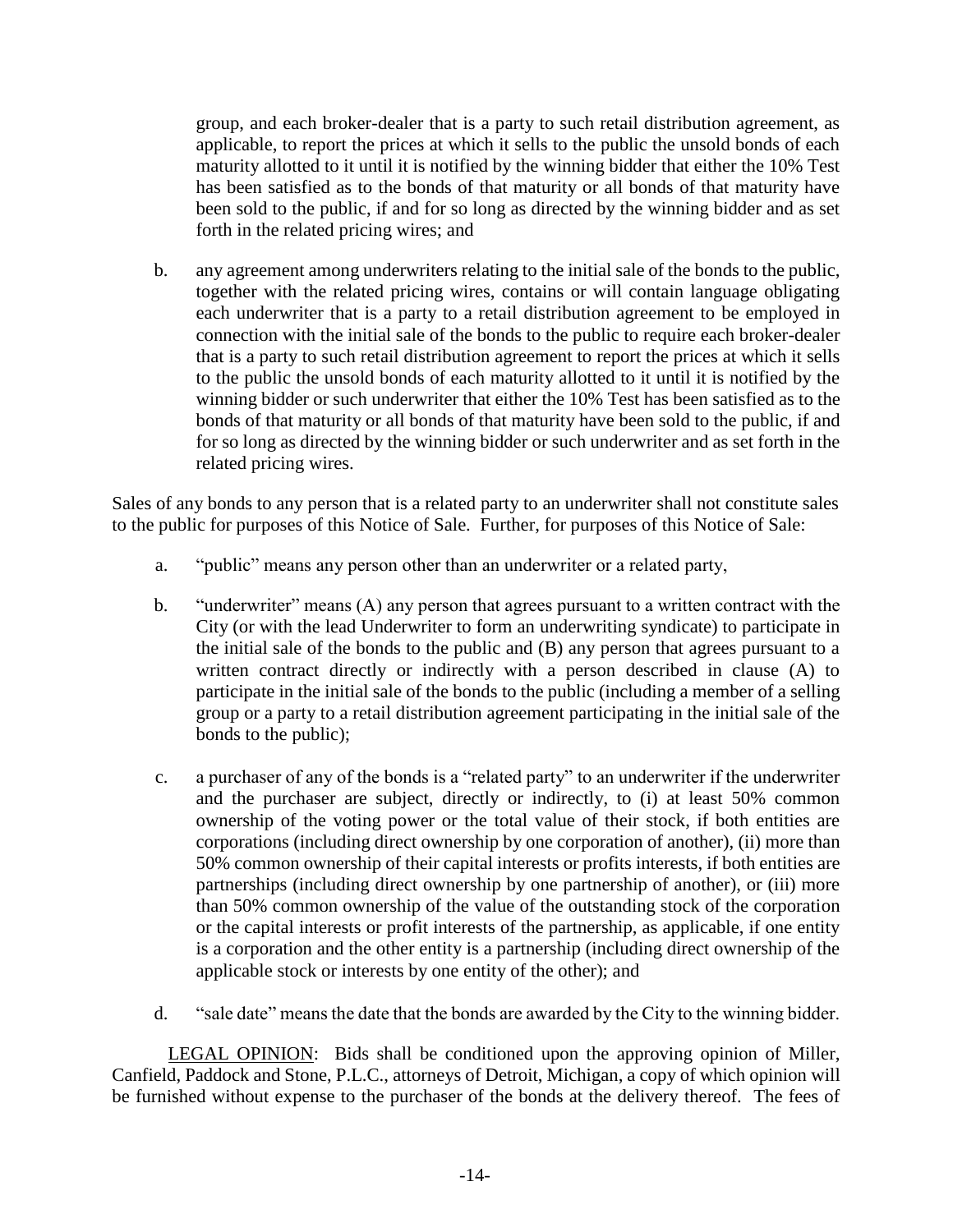group, and each broker-dealer that is a party to such retail distribution agreement, as applicable, to report the prices at which it sells to the public the unsold bonds of each maturity allotted to it until it is notified by the winning bidder that either the 10% Test has been satisfied as to the bonds of that maturity or all bonds of that maturity have been sold to the public, if and for so long as directed by the winning bidder and as set forth in the related pricing wires; and

b. any agreement among underwriters relating to the initial sale of the bonds to the public, together with the related pricing wires, contains or will contain language obligating each underwriter that is a party to a retail distribution agreement to be employed in connection with the initial sale of the bonds to the public to require each broker-dealer that is a party to such retail distribution agreement to report the prices at which it sells to the public the unsold bonds of each maturity allotted to it until it is notified by the winning bidder or such underwriter that either the 10% Test has been satisfied as to the bonds of that maturity or all bonds of that maturity have been sold to the public, if and for so long as directed by the winning bidder or such underwriter and as set forth in the related pricing wires.

Sales of any bonds to any person that is a related party to an underwriter shall not constitute sales to the public for purposes of this Notice of Sale. Further, for purposes of this Notice of Sale:

a. "public" means any person other than an underwriter or a related party,

b. "underwriter" means (A) any person that agrees pursuant to a written contract with the City (or with the lead Underwriter to form an underwriting syndicate) to participate in the initial sale of the bonds to the public and (B) any person that agrees pursuant to a written contract directly or indirectly with a person described in clause (A) to participate in the initial sale of the bonds to the public (including a member of a selling group or a party to a retail distribution agreement participating in the initial sale of the bonds to the public);

c. a purchaser of any of the bonds is a "related party" to an underwriter if the underwriter and the purchaser are subject, directly or indirectly, to (i) at least 50% common ownership of the voting power or the total value of their stock, if both entities are corporations (including direct ownership by one corporation of another), (ii) more than 50% common ownership of their capital interests or profits interests, if both entities are partnerships (including direct ownership by one partnership of another), or (iii) more than 50% common ownership of the value of the outstanding stock of the corporation or the capital interests or profit interests of the partnership, as applicable, if one entity is a corporation and the other entity is a partnership (including direct ownership of the applicable stock or interests by one entity of the other); and

d. "sale date" means the date that the bonds are awarded by the City to the winning bidder.

LEGAL OPINION: Bids shall be conditioned upon the approving opinion of Miller, Canfield, Paddock and Stone, P.L.C., attorneys of Detroit, Michigan, a copy of which opinion will be furnished without expense to the purchaser of the bonds at the delivery thereof. The fees of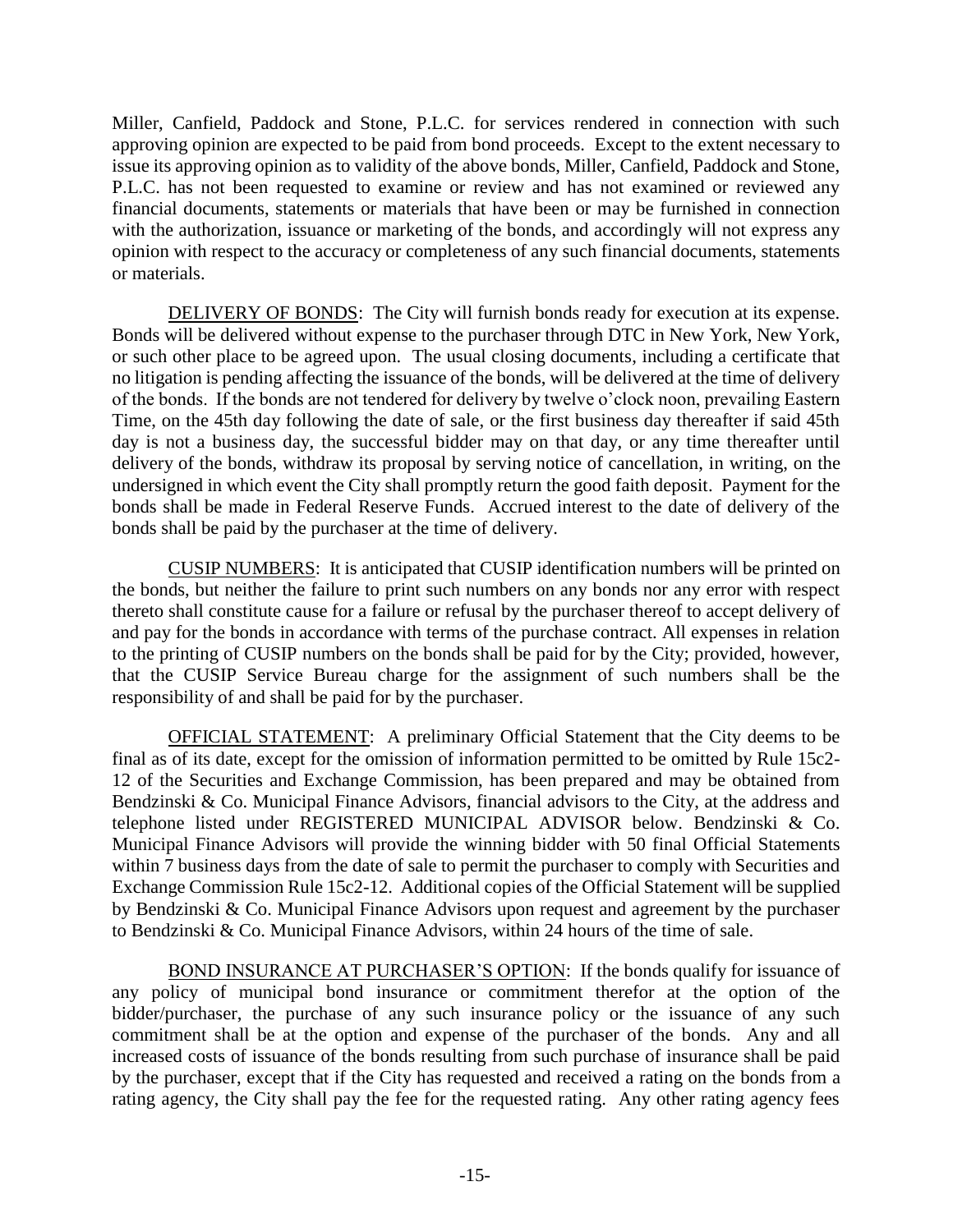Miller, Canfield, Paddock and Stone, P.L.C. for services rendered in connection with such approving opinion are expected to be paid from bond proceeds. Except to the extent necessary to issue its approving opinion as to validity of the above bonds, Miller, Canfield, Paddock and Stone, P.L.C. has not been requested to examine or review and has not examined or reviewed any financial documents, statements or materials that have been or may be furnished in connection with the authorization, issuance or marketing of the bonds, and accordingly will not express any opinion with respect to the accuracy or completeness of any such financial documents, statements or materials.

DELIVERY OF BONDS: The City will furnish bonds ready for execution at its expense. Bonds will be delivered without expense to the purchaser through DTC in New York, New York, or such other place to be agreed upon. The usual closing documents, including a certificate that no litigation is pending affecting the issuance of the bonds, will be delivered at the time of delivery of the bonds. If the bonds are not tendered for delivery by twelve o'clock noon, prevailing Eastern Time, on the 45th day following the date of sale, or the first business day thereafter if said 45th day is not a business day, the successful bidder may on that day, or any time thereafter until delivery of the bonds, withdraw its proposal by serving notice of cancellation, in writing, on the undersigned in which event the City shall promptly return the good faith deposit. Payment for the bonds shall be made in Federal Reserve Funds. Accrued interest to the date of delivery of the bonds shall be paid by the purchaser at the time of delivery.

CUSIP NUMBERS: It is anticipated that CUSIP identification numbers will be printed on the bonds, but neither the failure to print such numbers on any bonds nor any error with respect thereto shall constitute cause for a failure or refusal by the purchaser thereof to accept delivery of and pay for the bonds in accordance with terms of the purchase contract. All expenses in relation to the printing of CUSIP numbers on the bonds shall be paid for by the City; provided, however, that the CUSIP Service Bureau charge for the assignment of such numbers shall be the responsibility of and shall be paid for by the purchaser.

OFFICIAL STATEMENT: A preliminary Official Statement that the City deems to be final as of its date, except for the omission of information permitted to be omitted by Rule 15c2-12 of the Securities and Exchange Commission, has been prepared and may be obtained from Bendzinski & Co. Municipal Finance Advisors, financial advisors to the City, at the address and telephone listed under REGISTERED MUNICIPAL ADVISOR below. Bendzinski & Co. Municipal Finance Advisors will provide the winning bidder with 50 final Official Statements within 7 business days from the date of sale to permit the purchaser to comply with Securities and Exchange Commission Rule 15c2-12. Additional copies of the Official Statement will be supplied by Bendzinski & Co. Municipal Finance Advisors upon request and agreement by the purchaser to Bendzinski & Co. Municipal Finance Advisors, within 24 hours of the time of sale.

BOND INSURANCE AT PURCHASER'S OPTION: If the bonds qualify for issuance of any policy of municipal bond insurance or commitment therefor at the option of the bidder/purchaser, the purchase of any such insurance policy or the issuance of any such commitment shall be at the option and expense of the purchaser of the bonds. Any and all increased costs of issuance of the bonds resulting from such purchase of insurance shall be paid by the purchaser, except that if the City has requested and received a rating on the bonds from a rating agency, the City shall pay the fee for the requested rating. Any other rating agency fees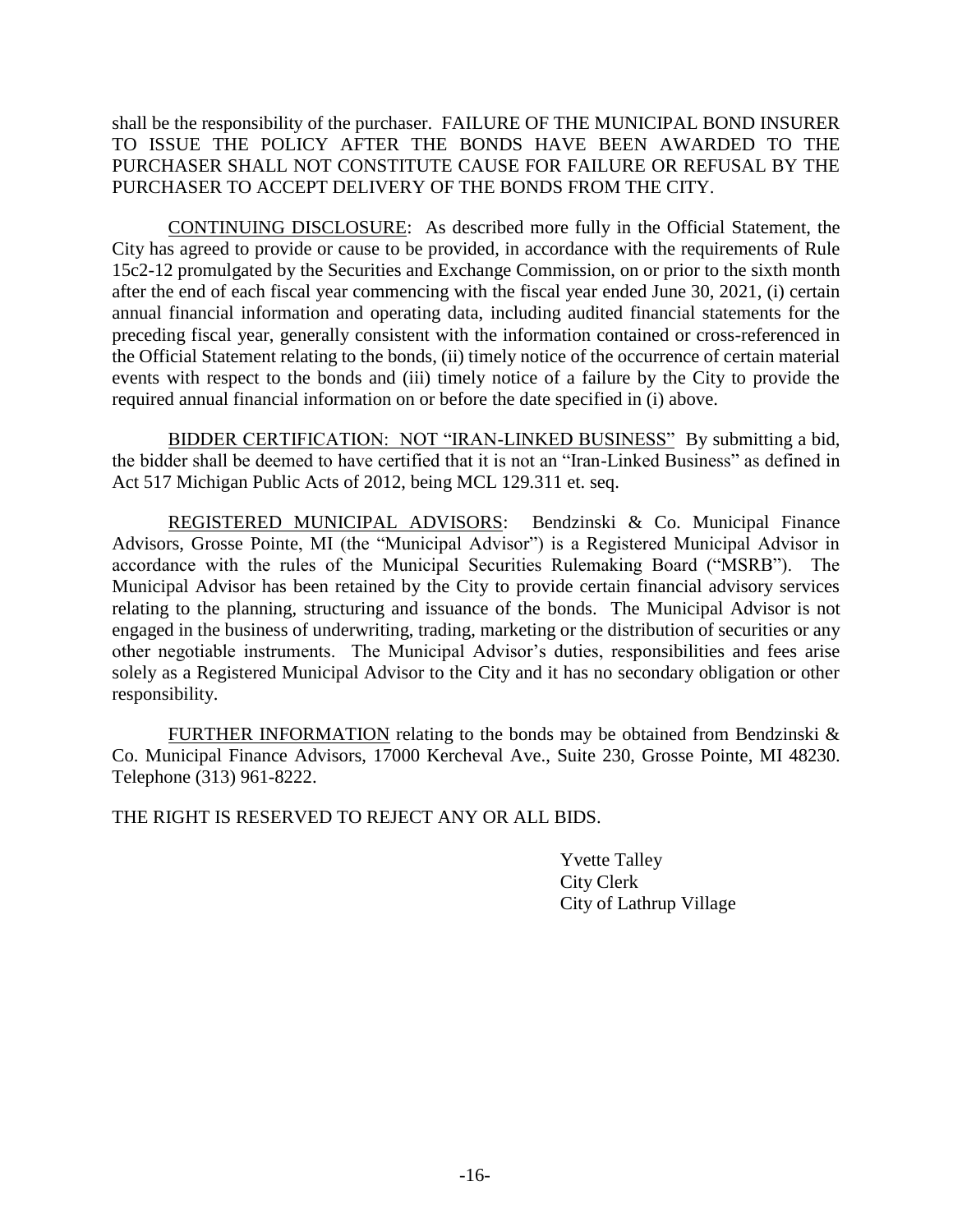shall be the responsibility of the purchaser. FAILURE OF THE MUNICIPAL BOND INSURER TO ISSUE THE POLICY AFTER THE BONDS HAVE BEEN AWARDED TO THE PURCHASER SHALL NOT CONSTITUTE CAUSE FOR FAILURE OR REFUSAL BY THE PURCHASER TO ACCEPT DELIVERY OF THE BONDS FROM THE CITY.

CONTINUING DISCLOSURE: As described more fully in the Official Statement, the City has agreed to provide or cause to be provided, in accordance with the requirements of Rule 15c2-12 promulgated by the Securities and Exchange Commission, on or prior to the sixth month after the end of each fiscal year commencing with the fiscal year ended June 30, 2021, (i) certain annual financial information and operating data, including audited financial statements for the preceding fiscal year, generally consistent with the information contained or cross-referenced in the Official Statement relating to the bonds, (ii) timely notice of the occurrence of certain material events with respect to the bonds and (iii) timely notice of a failure by the City to provide the required annual financial information on or before the date specified in (i) above.

BIDDER CERTIFICATION: NOT "IRAN-LINKED BUSINESS" By submitting a bid, the bidder shall be deemed to have certified that it is not an "Iran-Linked Business" as defined in Act 517 Michigan Public Acts of 2012, being MCL 129.311 et. seq.

REGISTERED MUNICIPAL ADVISORS: Bendzinski & Co. Municipal Finance Advisors, Grosse Pointe, MI (the "Municipal Advisor") is a Registered Municipal Advisor in accordance with the rules of the Municipal Securities Rulemaking Board ("MSRB"). The Municipal Advisor has been retained by the City to provide certain financial advisory services relating to the planning, structuring and issuance of the bonds. The Municipal Advisor is not engaged in the business of underwriting, trading, marketing or the distribution of securities or any other negotiable instruments. The Municipal Advisor's duties, responsibilities and fees arise solely as a Registered Municipal Advisor to the City and it has no secondary obligation or other responsibility.

FURTHER INFORMATION relating to the bonds may be obtained from Bendzinski & Co. Municipal Finance Advisors, 17000 Kercheval Ave., Suite 230, Grosse Pointe, MI 48230. Telephone (313) 961-8222.

THE RIGHT IS RESERVED TO REJECT ANY OR ALL BIDS.

Yvette Talley
City Clerk
City of Lathrup Village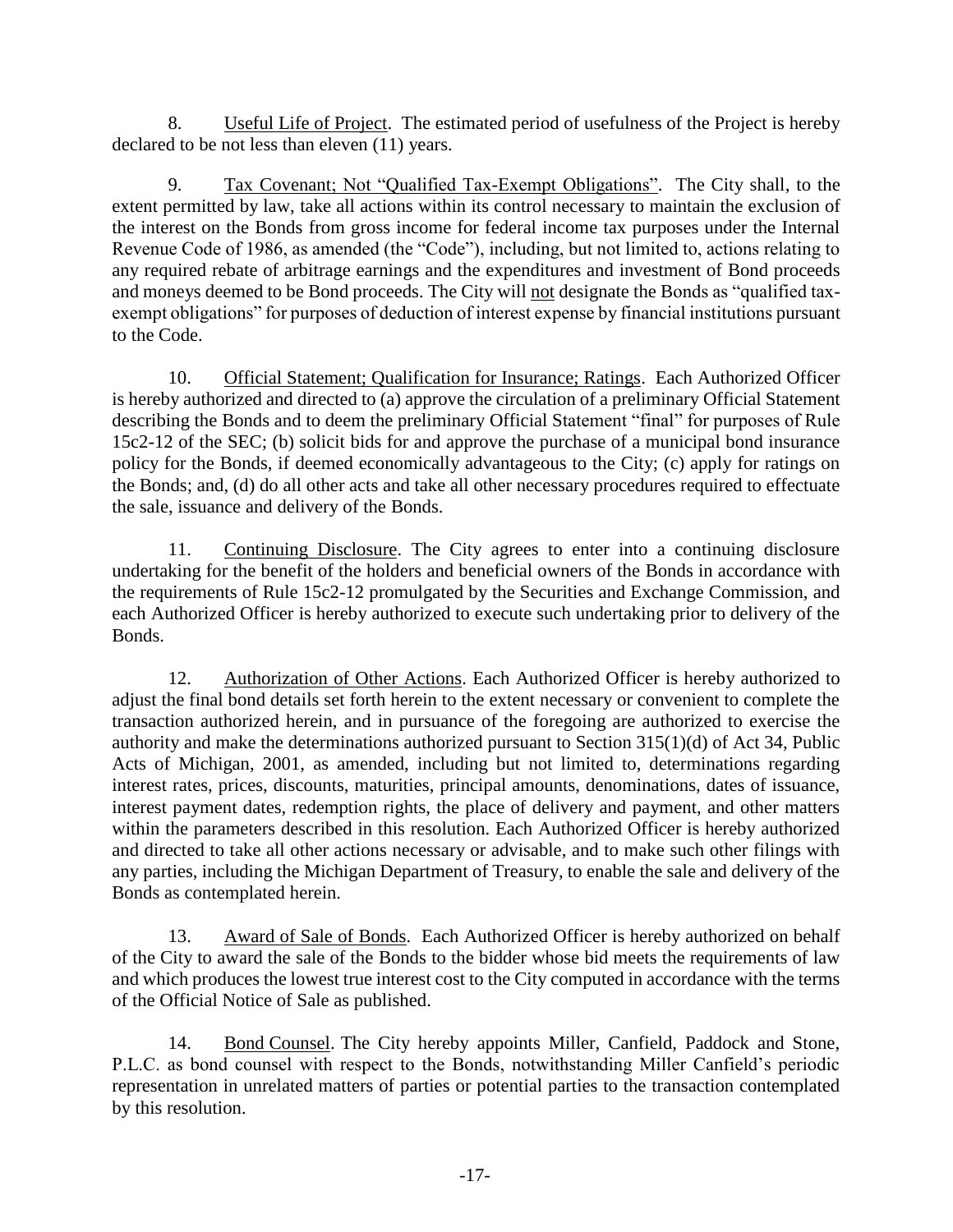8. <u>Useful Life of Project</u>. The estimated period of usefulness of the Project is hereby declared to be not less than eleven (11) years.

9. <u>Tax Covenant; Not "Qualified Tax-Exempt Obligations"</u>. The City shall, to the extent permitted by law, take all actions within its control necessary to maintain the exclusion of the interest on the Bonds from gross income for federal income tax purposes under the Internal Revenue Code of 1986, as amended (the "Code"), including, but not limited to, actions relating to any required rebate of arbitrage earnings and the expenditures and investment of Bond proceeds and moneys deemed to be Bond proceeds. The City will <u>not</u> designate the Bonds as "qualified tax-exempt obligations" for purposes of deduction of interest expense by financial institutions pursuant to the Code.

10. <u>Official Statement; Qualification for Insurance; Ratings</u>. Each Authorized Officer is hereby authorized and directed to (a) approve the circulation of a preliminary Official Statement describing the Bonds and to deem the preliminary Official Statement "final" for purposes of Rule 15c2-12 of the SEC; (b) solicit bids for and approve the purchase of a municipal bond insurance policy for the Bonds, if deemed economically advantageous to the City; (c) apply for ratings on the Bonds; and, (d) do all other acts and take all other necessary procedures required to effectuate the sale, issuance and delivery of the Bonds.

11. <u>Continuing Disclosure</u>. The City agrees to enter into a continuing disclosure undertaking for the benefit of the holders and beneficial owners of the Bonds in accordance with the requirements of Rule 15c2-12 promulgated by the Securities and Exchange Commission, and each Authorized Officer is hereby authorized to execute such undertaking prior to delivery of the Bonds.

12. <u>Authorization of Other Actions</u>. Each Authorized Officer is hereby authorized to adjust the final bond details set forth herein to the extent necessary or convenient to complete the transaction authorized herein, and in pursuance of the foregoing are authorized to exercise the authority and make the determinations authorized pursuant to Section 315(1)(d) of Act 34, Public Acts of Michigan, 2001, as amended, including but not limited to, determinations regarding interest rates, prices, discounts, maturities, principal amounts, denominations, dates of issuance, interest payment dates, redemption rights, the place of delivery and payment, and other matters within the parameters described in this resolution. Each Authorized Officer is hereby authorized and directed to take all other actions necessary or advisable, and to make such other filings with any parties, including the Michigan Department of Treasury, to enable the sale and delivery of the Bonds as contemplated herein.

13. <u>Award of Sale of Bonds</u>. Each Authorized Officer is hereby authorized on behalf of the City to award the sale of the Bonds to the bidder whose bid meets the requirements of law and which produces the lowest true interest cost to the City computed in accordance with the terms of the Official Notice of Sale as published.

14. <u>Bond Counsel</u>. The City hereby appoints Miller, Canfield, Paddock and Stone, P.L.C. as bond counsel with respect to the Bonds, notwithstanding Miller Canfield's periodic representation in unrelated matters of parties or potential parties to the transaction contemplated by this resolution.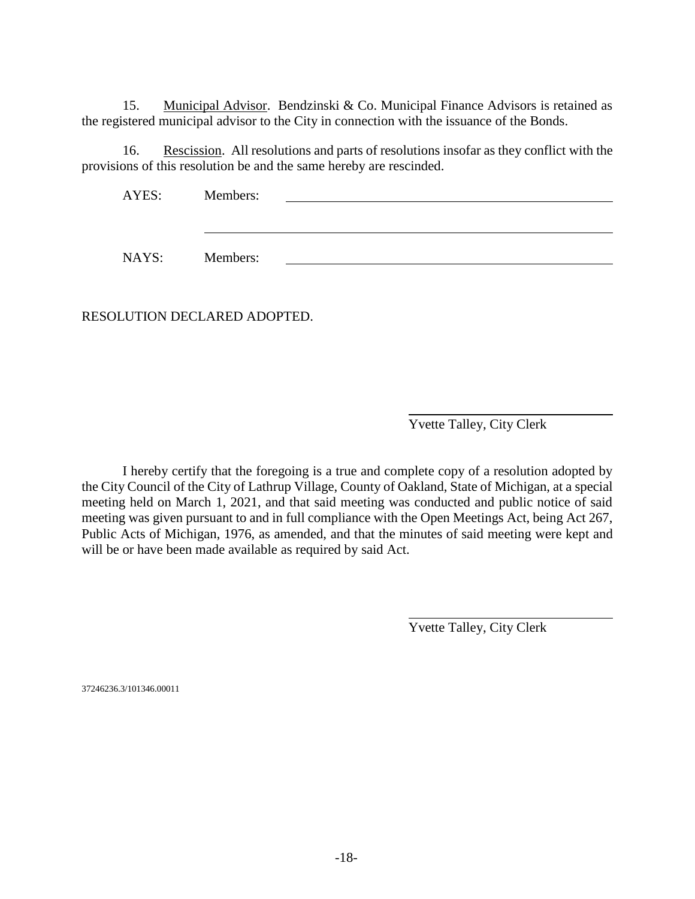15. Municipal Advisor. Bendzinski & Co. Municipal Finance Advisors is retained as the registered municipal advisor to the City in connection with the issuance of the Bonds.

16. Rescission. All resolutions and parts of resolutions insofar as they conflict with the provisions of this resolution be and the same hereby are rescinded.

AYES: Members: ______________________________

______________________________

NAYS: Members: ______________________________

RESOLUTION DECLARED ADOPTED.

______________________________
Yvette Talley, City Clerk

I hereby certify that the foregoing is a true and complete copy of a resolution adopted by the City Council of the City of Lathrup Village, County of Oakland, State of Michigan, at a special meeting held on March 1, 2021, and that said meeting was conducted and public notice of said meeting was given pursuant to and in full compliance with the Open Meetings Act, being Act 267, Public Acts of Michigan, 1976, as amended, and that the minutes of said meeting were kept and will be or have been made available as required by said Act.

______________________________
Yvette Talley, City Clerk

37246236.3/101346.00011